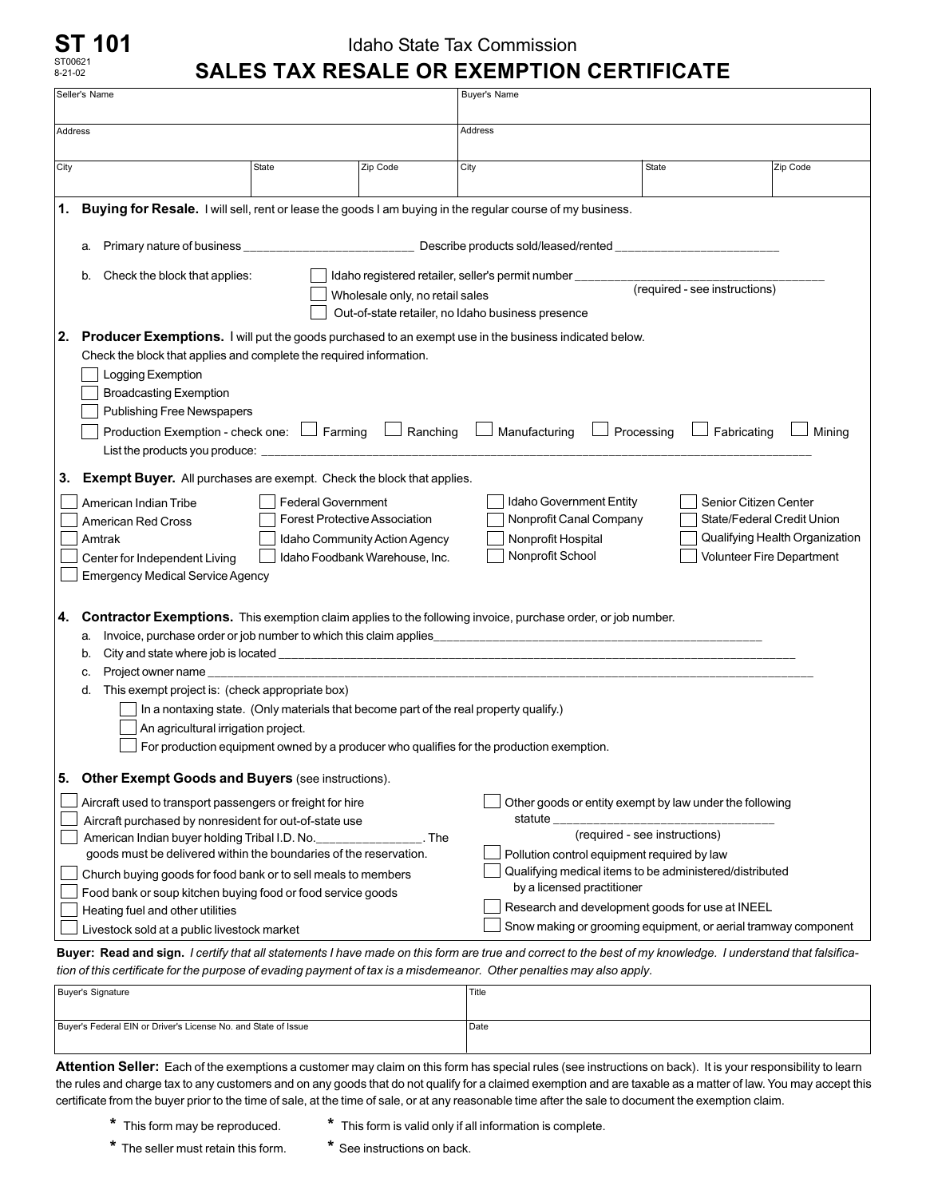**ST 101**
ST00621
8-21-02

Idaho State Tax Commission

# SALES TAX RESALE OR EXEMPTION CERTIFICATE

| Seller's Name | | | Buyer's Name | | |
|---|---|---|---|---|---|
| Address | | | Address | | |
| City | State | Zip Code | City | State | Zip Code |

**1. Buying for Resale.** I will sell, rent or lease the goods I am buying in the regular course of my business.

a. Primary nature of business _________________________ Describe products sold/leased/rented ________________________

b. Check the block that applies:
- ☐ Idaho registered retailer, seller's permit number _____________________________________ (required - see instructions)
- ☐ Wholesale only, no retail sales
- ☐ Out-of-state retailer, no Idaho business presence

**2. Producer Exemptions.** I will put the goods purchased to an exempt use in the business indicated below.
Check the block that applies and complete the required information.
- ☐ Logging Exemption
- ☐ Broadcasting Exemption
- ☐ Publishing Free Newspapers
- ☐ Production Exemption - check one: ☐ Farming ☐ Ranching ☐ Manufacturing ☐ Processing ☐ Fabricating ☐ Mining

List the products you produce: ________________________________________________________________________________

**3. Exempt Buyer.** All purchases are exempt. Check the block that applies.

- ☐ American Indian Tribe
- ☐ American Red Cross
- ☐ Amtrak
- ☐ Center for Independent Living
- ☐ Emergency Medical Service Agency
- ☐ Federal Government
- ☐ Forest Protective Association
- ☐ Idaho Community Action Agency
- ☐ Idaho Foodbank Warehouse, Inc.
- ☐ Idaho Government Entity
- ☐ Nonprofit Canal Company
- ☐ Nonprofit Hospital
- ☐ Nonprofit School
- ☐ Senior Citizen Center
- ☐ State/Federal Credit Union
- ☐ Qualifying Health Organization
- ☐ Volunteer Fire Department

**4. Contractor Exemptions.** This exemption claim applies to the following invoice, purchase order, or job number.

a. Invoice, purchase order or job number to which this claim applies__________________________________________________

b. City and state where job is located ____________________________________________________________________________

c. Project owner name _______________________________________________________________________________________

d. This exempt project is: (check appropriate box)
- ☐ In a nontaxing state. (Only materials that become part of the real property qualify.)
- ☐ An agricultural irrigation project.
- ☐ For production equipment owned by a producer who qualifies for the production exemption.

**5. Other Exempt Goods and Buyers** (see instructions).

- ☐ Aircraft used to transport passengers or freight for hire
- ☐ Aircraft purchased by nonresident for out-of-state use
- ☐ American Indian buyer holding Tribal I.D. No.________________. The goods must be delivered within the boundaries of the reservation.
- ☐ Church buying goods for food bank or to sell meals to members
- ☐ Food bank or soup kitchen buying food or food service goods
- ☐ Heating fuel and other utilities
- ☐ Livestock sold at a public livestock market
- ☐ Other goods or entity exempt by law under the following statute ________________________________ (required - see instructions)
- ☐ Pollution control equipment required by law
- ☐ Qualifying medical items to be administered/distributed by a licensed practitioner
- ☐ Research and development goods for use at INEEL
- ☐ Snow making or grooming equipment, or aerial tramway component

**Buyer: Read and sign.** *I certify that all statements I have made on this form are true and correct to the best of my knowledge. I understand that falsification of this certificate for the purpose of evading payment of tax is a misdemeanor. Other penalties may also apply.*

| Buyer's Signature | Title |
|---|---|
| Buyer's Federal EIN or Driver's License No. and State of Issue | Date |

**Attention Seller:** Each of the exemptions a customer may claim on this form has special rules (see instructions on back). It is your responsibility to learn the rules and charge tax to any customers and on any goods that do not qualify for a claimed exemption and are taxable as a matter of law. You may accept this certificate from the buyer prior to the time of sale, at the time of sale, or at any reasonable time after the sale to document the exemption claim.

- * This form may be reproduced.
- * This form is valid only if all information is complete.
- * The seller must retain this form.
- * See instructions on back.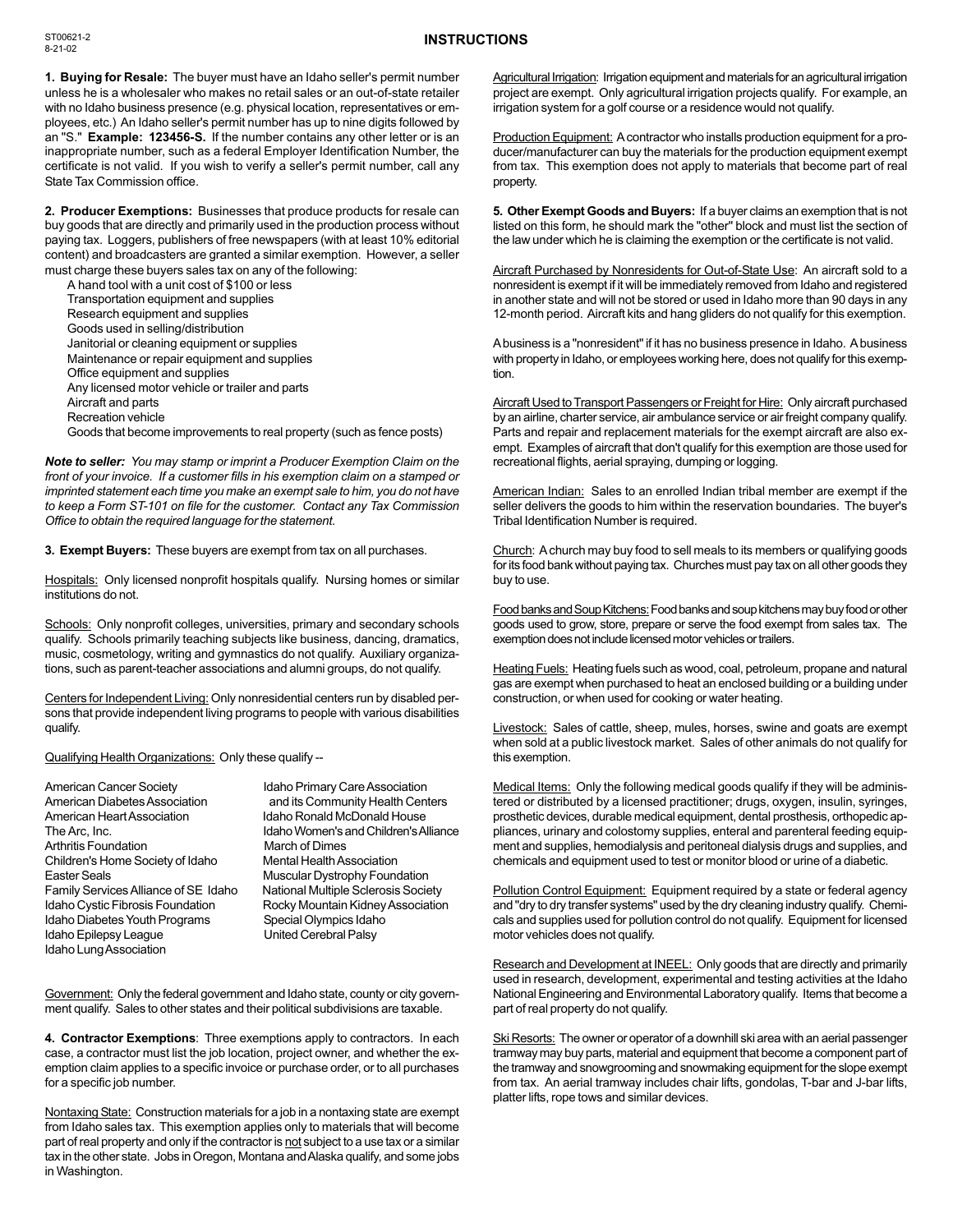## INSTRUCTIONS

**1. Buying for Resale:** The buyer must have an Idaho seller's permit number unless he is a wholesaler who makes no retail sales or an out-of-state retailer with no Idaho business presence (e.g. physical location, representatives or employees, etc.) An Idaho seller's permit number has up to nine digits followed by an "S." **Example: 123456-S.** If the number contains any other letter or is an inappropriate number, such as a federal Employer Identification Number, the certificate is not valid. If you wish to verify a seller's permit number, call any State Tax Commission office.

**2. Producer Exemptions:** Businesses that produce products for resale can buy goods that are directly and primarily used in the production process without paying tax. Loggers, publishers of free newspapers (with at least 10% editorial content) and broadcasters are granted a similar exemption. However, a seller must charge these buyers sales tax on any of the following:

- A hand tool with a unit cost of $100 or less
- Transportation equipment and supplies
- Research equipment and supplies
- Goods used in selling/distribution
- Janitorial or cleaning equipment or supplies
- Maintenance or repair equipment and supplies
- Office equipment and supplies
- Any licensed motor vehicle or trailer and parts
- Aircraft and parts
- Recreation vehicle
- Goods that become improvements to real property (such as fence posts)

***Note to seller:*** *You may stamp or imprint a Producer Exemption Claim on the front of your invoice. If a customer fills in his exemption claim on a stamped or imprinted statement each time you make an exempt sale to him, you do not have to keep a Form ST-101 on file for the customer. Contact any Tax Commission Office to obtain the required language for the statement.*

**3. Exempt Buyers:** These buyers are exempt from tax on all purchases.

Hospitals: Only licensed nonprofit hospitals qualify. Nursing homes or similar institutions do not.

Schools: Only nonprofit colleges, universities, primary and secondary schools qualify. Schools primarily teaching subjects like business, dancing, dramatics, music, cosmetology, writing and gymnastics do not qualify. Auxiliary organizations, such as parent-teacher associations and alumni groups, do not qualify.

Centers for Independent Living: Only nonresidential centers run by disabled persons that provide independent living programs to people with various disabilities qualify.

Qualifying Health Organizations: Only these qualify --

- American Cancer Society
- American Diabetes Association
- American Heart Association
- The Arc, Inc.
- Arthritis Foundation
- Children's Home Society of Idaho
- Easter Seals
- Family Services Alliance of SE Idaho
- Idaho Cystic Fibrosis Foundation
- Idaho Diabetes Youth Programs
- Idaho Epilepsy League
- Idaho Lung Association
- Idaho Primary Care Association and its Community Health Centers
- Idaho Ronald McDonald House
- Idaho Women's and Children's Alliance
- March of Dimes
- Mental Health Association
- Muscular Dystrophy Foundation
- National Multiple Sclerosis Society
- Rocky Mountain Kidney Association
- Special Olympics Idaho
- United Cerebral Palsy

Government: Only the federal government and Idaho state, county or city government qualify. Sales to other states and their political subdivisions are taxable.

**4. Contractor Exemptions**: Three exemptions apply to contractors. In each case, a contractor must list the job location, project owner, and whether the exemption claim applies to a specific invoice or purchase order, or to all purchases for a specific job number.

Nontaxing State: Construction materials for a job in a nontaxing state are exempt from Idaho sales tax. This exemption applies only to materials that will become part of real property and only if the contractor is not subject to a use tax or a similar tax in the other state. Jobs in Oregon, Montana and Alaska qualify, and some jobs in Washington.

Agricultural Irrigation: Irrigation equipment and materials for an agricultural irrigation project are exempt. Only agricultural irrigation projects qualify. For example, an irrigation system for a golf course or a residence would not qualify.

Production Equipment: A contractor who installs production equipment for a producer/manufacturer can buy the materials for the production equipment exempt from tax. This exemption does not apply to materials that become part of real property.

**5. Other Exempt Goods and Buyers:** If a buyer claims an exemption that is not listed on this form, he should mark the "other" block and must list the section of the law under which he is claiming the exemption or the certificate is not valid.

Aircraft Purchased by Nonresidents for Out-of-State Use: An aircraft sold to a nonresident is exempt if it will be immediately removed from Idaho and registered in another state and will not be stored or used in Idaho more than 90 days in any 12-month period. Aircraft kits and hang gliders do not qualify for this exemption.

A business is a "nonresident" if it has no business presence in Idaho. A business with property in Idaho, or employees working here, does not qualify for this exemption.

Aircraft Used to Transport Passengers or Freight for Hire: Only aircraft purchased by an airline, charter service, air ambulance service or air freight company qualify. Parts and repair and replacement materials for the exempt aircraft are also exempt. Examples of aircraft that don't qualify for this exemption are those used for recreational flights, aerial spraying, dumping or logging.

American Indian: Sales to an enrolled Indian tribal member are exempt if the seller delivers the goods to him within the reservation boundaries. The buyer's Tribal Identification Number is required.

Church: A church may buy food to sell meals to its members or qualifying goods for its food bank without paying tax. Churches must pay tax on all other goods they buy to use.

Food banks and Soup Kitchens: Food banks and soup kitchens may buy food or other goods used to grow, store, prepare or serve the food exempt from sales tax. The exemption does not include licensed motor vehicles or trailers.

Heating Fuels: Heating fuels such as wood, coal, petroleum, propane and natural gas are exempt when purchased to heat an enclosed building or a building under construction, or when used for cooking or water heating.

Livestock: Sales of cattle, sheep, mules, horses, swine and goats are exempt when sold at a public livestock market. Sales of other animals do not qualify for this exemption.

Medical Items: Only the following medical goods qualify if they will be administered or distributed by a licensed practitioner; drugs, oxygen, insulin, syringes, prosthetic devices, durable medical equipment, dental prosthesis, orthopedic appliances, urinary and colostomy supplies, enteral and parenteral feeding equipment and supplies, hemodialysis and peritoneal dialysis drugs and supplies, and chemicals and equipment used to test or monitor blood or urine of a diabetic.

Pollution Control Equipment: Equipment required by a state or federal agency and "dry to dry transfer systems" used by the dry cleaning industry qualify. Chemicals and supplies used for pollution control do not qualify. Equipment for licensed motor vehicles does not qualify.

Research and Development at INEEL: Only goods that are directly and primarily used in research, development, experimental and testing activities at the Idaho National Engineering and Environmental Laboratory qualify. Items that become a part of real property do not qualify.

Ski Resorts: The owner or operator of a downhill ski area with an aerial passenger tramway may buy parts, material and equipment that become a component part of the tramway and snowgrooming and snowmaking equipment for the slope exempt from tax. An aerial tramway includes chair lifts, gondolas, T-bar and J-bar lifts, platter lifts, rope tows and similar devices.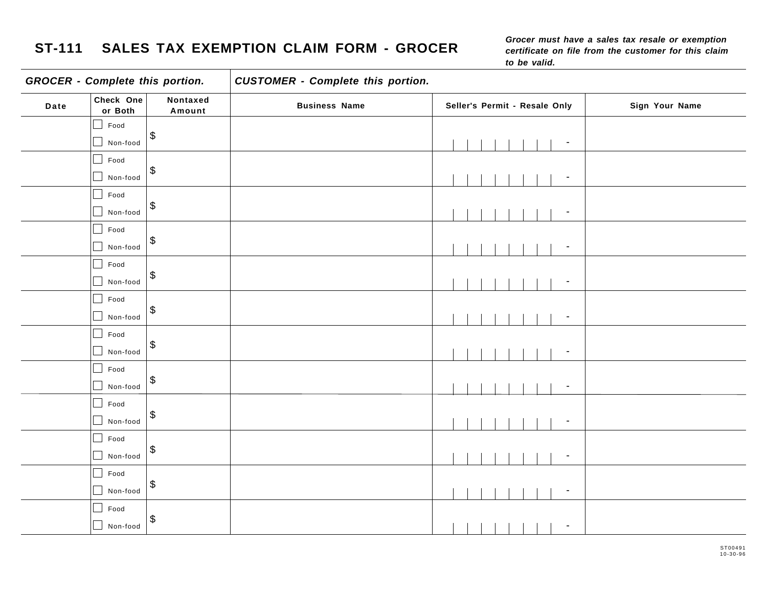## ST-111 SALES TAX EXEMPTION CLAIM FORM - GROCER

***Grocer must have a sales tax resale or exemption certificate on file from the customer for this claim to be valid.***

| ***GROCER - Complete this portion.*** | | | ***CUSTOMER - Complete this portion.*** | | |
|---|---|---|---|---|---|
| **Date** | **Check One or Both** | **Nontaxed Amount** | **Business Name** | **Seller's Permit - Resale Only** | **Sign Your Name** |
| | ☐ Food ☐ Non-food | $ | | \| \| \| \| \| \| \| \| - | |
| | ☐ Food ☐ Non-food | $ | | \| \| \| \| \| \| \| \| - | |
| | ☐ Food ☐ Non-food | $ | | \| \| \| \| \| \| \| \| - | |
| | ☐ Food ☐ Non-food | $ | | \| \| \| \| \| \| \| \| - | |
| | ☐ Food ☐ Non-food | $ | | \| \| \| \| \| \| \| \| - | |
| | ☐ Food ☐ Non-food | $ | | \| \| \| \| \| \| \| \| - | |
| | ☐ Food ☐ Non-food | $ | | \| \| \| \| \| \| \| \| - | |
| | ☐ Food ☐ Non-food | $ | | \| \| \| \| \| \| \| \| - | |
| | ☐ Food ☐ Non-food | $ | | \| \| \| \| \| \| \| \| - | |
| | ☐ Food ☐ Non-food | $ | | \| \| \| \| \| \| \| \| - | |
| | ☐ Food ☐ Non-food | $ | | \| \| \| \| \| \| \| \| - | |
| | ☐ Food ☐ Non-food | $ | | \| \| \| \| \| \| \| \| - | |

ST00491
10-30-96